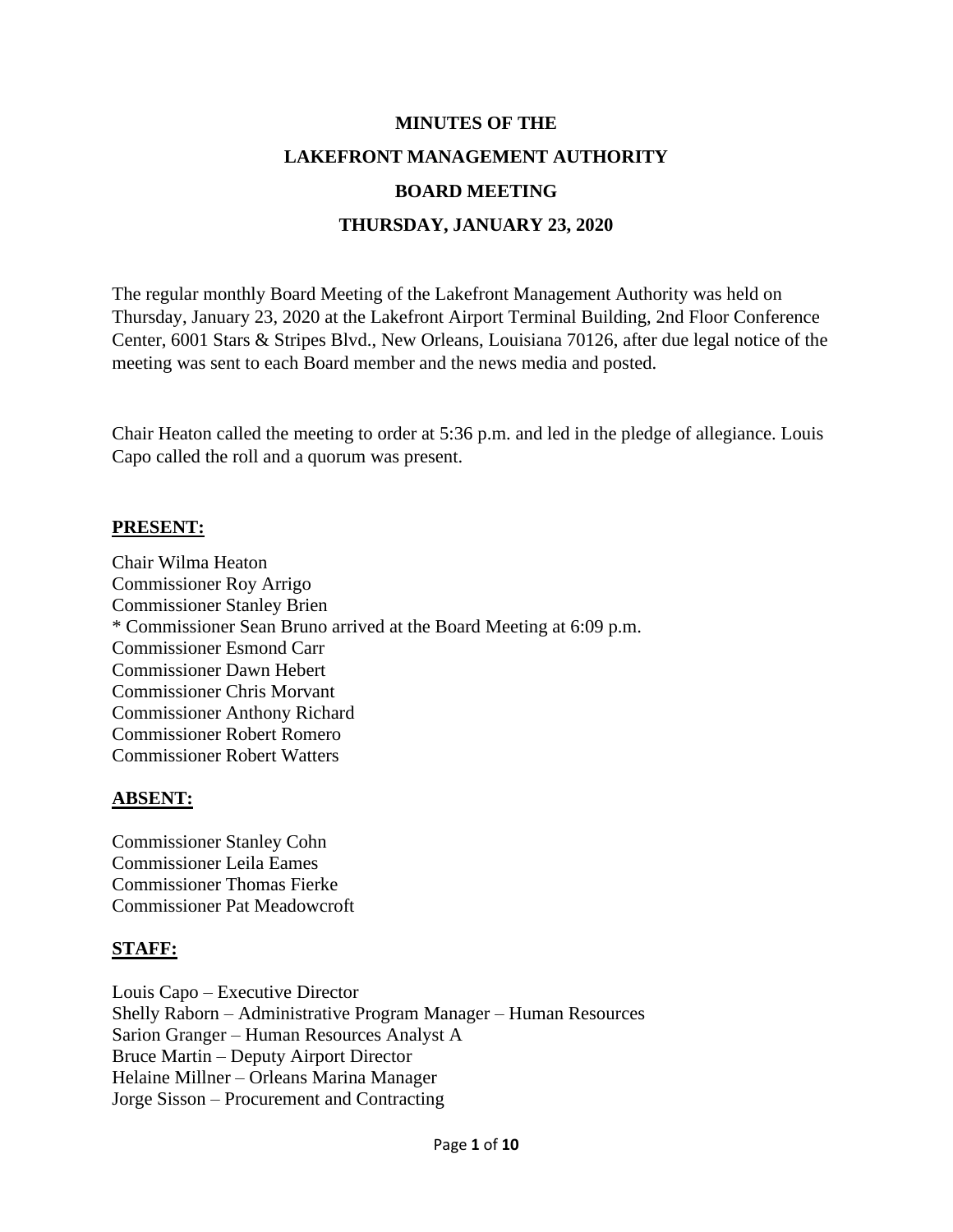# MINUTES OF THE
# LAKEFRONT MANAGEMENT AUTHORITY
# BOARD MEETING
# THURSDAY, JANUARY 23, 2020

The regular monthly Board Meeting of the Lakefront Management Authority was held on Thursday, January 23, 2020 at the Lakefront Airport Terminal Building, 2nd Floor Conference Center, 6001 Stars & Stripes Blvd., New Orleans, Louisiana 70126, after due legal notice of the meeting was sent to each Board member and the news media and posted.

Chair Heaton called the meeting to order at 5:36 p.m. and led in the pledge of allegiance. Louis Capo called the roll and a quorum was present.

**PRESENT:**

Chair Wilma Heaton
Commissioner Roy Arrigo
Commissioner Stanley Brien
* Commissioner Sean Bruno arrived at the Board Meeting at 6:09 p.m.
Commissioner Esmond Carr
Commissioner Dawn Hebert
Commissioner Chris Morvant
Commissioner Anthony Richard
Commissioner Robert Romero
Commissioner Robert Watters

**ABSENT:**

Commissioner Stanley Cohn
Commissioner Leila Eames
Commissioner Thomas Fierke
Commissioner Pat Meadowcroft

**STAFF:**

Louis Capo – Executive Director
Shelly Raborn – Administrative Program Manager – Human Resources
Sarion Granger – Human Resources Analyst A
Bruce Martin – Deputy Airport Director
Helaine Millner – Orleans Marina Manager
Jorge Sisson – Procurement and Contracting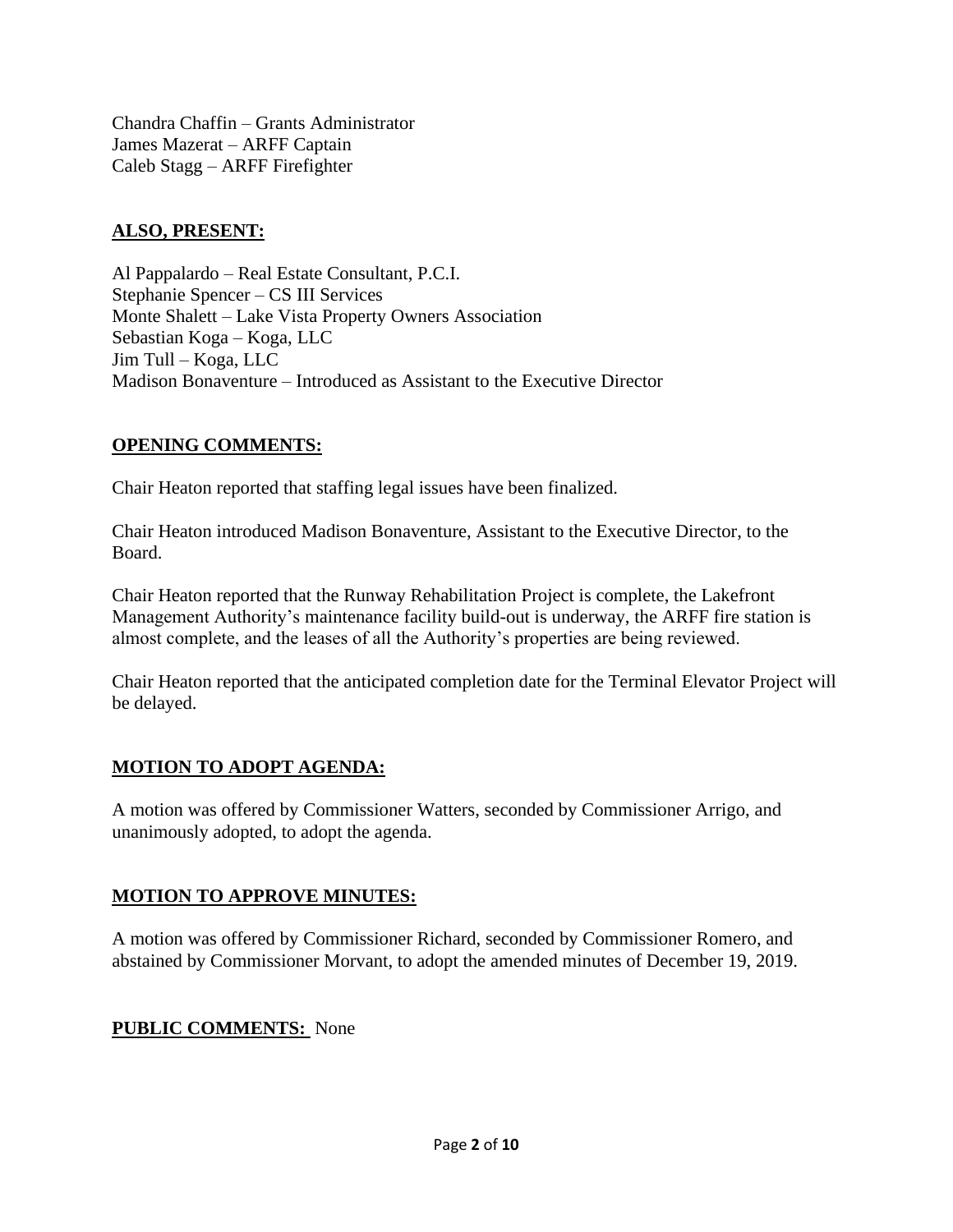Chandra Chaffin – Grants Administrator
James Mazerat – ARFF Captain
Caleb Stagg – ARFF Firefighter

## ALSO, PRESENT:

Al Pappalardo – Real Estate Consultant, P.C.I.
Stephanie Spencer – CS III Services
Monte Shalett – Lake Vista Property Owners Association
Sebastian Koga – Koga, LLC
Jim Tull – Koga, LLC
Madison Bonaventure – Introduced as Assistant to the Executive Director

## OPENING COMMENTS:

Chair Heaton reported that staffing legal issues have been finalized.

Chair Heaton introduced Madison Bonaventure, Assistant to the Executive Director, to the Board.

Chair Heaton reported that the Runway Rehabilitation Project is complete, the Lakefront Management Authority's maintenance facility build-out is underway, the ARFF fire station is almost complete, and the leases of all the Authority's properties are being reviewed.

Chair Heaton reported that the anticipated completion date for the Terminal Elevator Project will be delayed.

## MOTION TO ADOPT AGENDA:

A motion was offered by Commissioner Watters, seconded by Commissioner Arrigo, and unanimously adopted, to adopt the agenda.

## MOTION TO APPROVE MINUTES:

A motion was offered by Commissioner Richard, seconded by Commissioner Romero, and abstained by Commissioner Morvant, to adopt the amended minutes of December 19, 2019.

**PUBLIC COMMENTS:** None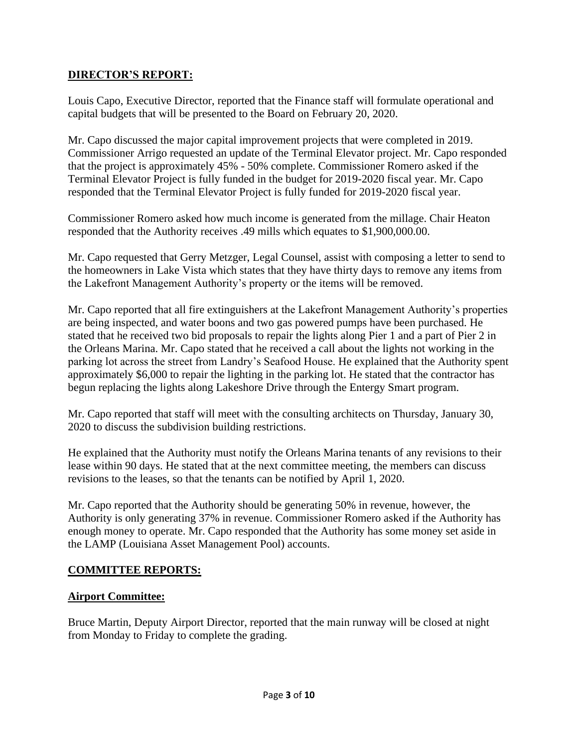## DIRECTOR'S REPORT:

Louis Capo, Executive Director, reported that the Finance staff will formulate operational and capital budgets that will be presented to the Board on February 20, 2020.

Mr. Capo discussed the major capital improvement projects that were completed in 2019. Commissioner Arrigo requested an update of the Terminal Elevator project. Mr. Capo responded that the project is approximately 45% - 50% complete. Commissioner Romero asked if the Terminal Elevator Project is fully funded in the budget for 2019-2020 fiscal year. Mr. Capo responded that the Terminal Elevator Project is fully funded for 2019-2020 fiscal year.

Commissioner Romero asked how much income is generated from the millage. Chair Heaton responded that the Authority receives .49 mills which equates to $1,900,000.00.

Mr. Capo requested that Gerry Metzger, Legal Counsel, assist with composing a letter to send to the homeowners in Lake Vista which states that they have thirty days to remove any items from the Lakefront Management Authority's property or the items will be removed.

Mr. Capo reported that all fire extinguishers at the Lakefront Management Authority's properties are being inspected, and water boons and two gas powered pumps have been purchased. He stated that he received two bid proposals to repair the lights along Pier 1 and a part of Pier 2 in the Orleans Marina. Mr. Capo stated that he received a call about the lights not working in the parking lot across the street from Landry's Seafood House. He explained that the Authority spent approximately $6,000 to repair the lighting in the parking lot. He stated that the contractor has begun replacing the lights along Lakeshore Drive through the Entergy Smart program.

Mr. Capo reported that staff will meet with the consulting architects on Thursday, January 30, 2020 to discuss the subdivision building restrictions.

He explained that the Authority must notify the Orleans Marina tenants of any revisions to their lease within 90 days. He stated that at the next committee meeting, the members can discuss revisions to the leases, so that the tenants can be notified by April 1, 2020.

Mr. Capo reported that the Authority should be generating 50% in revenue, however, the Authority is only generating 37% in revenue. Commissioner Romero asked if the Authority has enough money to operate. Mr. Capo responded that the Authority has some money set aside in the LAMP (Louisiana Asset Management Pool) accounts.

## COMMITTEE REPORTS:

### Airport Committee:

Bruce Martin, Deputy Airport Director, reported that the main runway will be closed at night from Monday to Friday to complete the grading.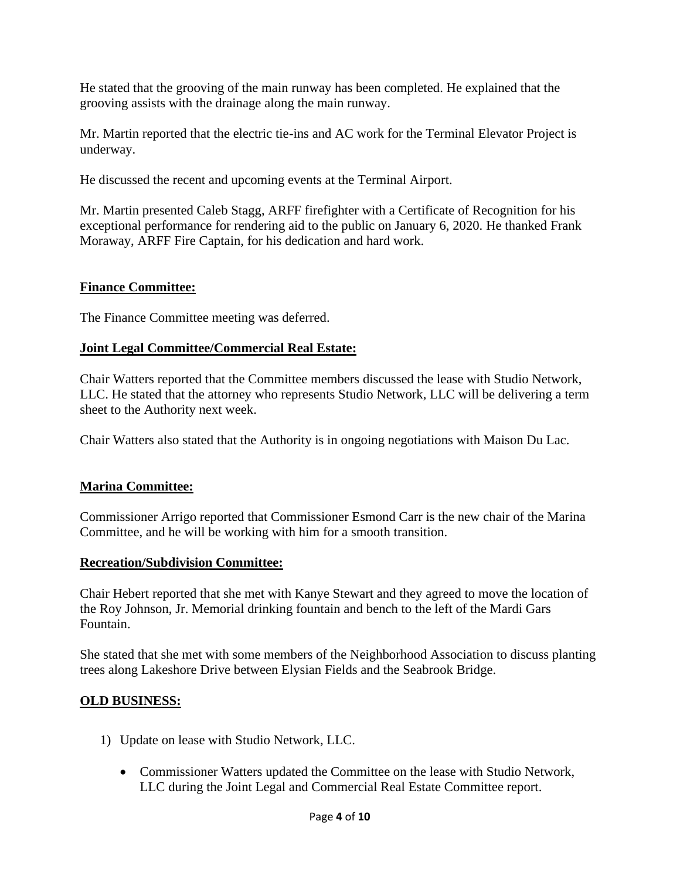He stated that the grooving of the main runway has been completed. He explained that the grooving assists with the drainage along the main runway.

Mr. Martin reported that the electric tie-ins and AC work for the Terminal Elevator Project is underway.

He discussed the recent and upcoming events at the Terminal Airport.

Mr. Martin presented Caleb Stagg, ARFF firefighter with a Certificate of Recognition for his exceptional performance for rendering aid to the public on January 6, 2020. He thanked Frank Moraway, ARFF Fire Captain, for his dedication and hard work.

**Finance Committee:**

The Finance Committee meeting was deferred.

**Joint Legal Committee/Commercial Real Estate:**

Chair Watters reported that the Committee members discussed the lease with Studio Network, LLC. He stated that the attorney who represents Studio Network, LLC will be delivering a term sheet to the Authority next week.

Chair Watters also stated that the Authority is in ongoing negotiations with Maison Du Lac.

**Marina Committee:**

Commissioner Arrigo reported that Commissioner Esmond Carr is the new chair of the Marina Committee, and he will be working with him for a smooth transition.

**Recreation/Subdivision Committee:**

Chair Hebert reported that she met with Kanye Stewart and they agreed to move the location of the Roy Johnson, Jr. Memorial drinking fountain and bench to the left of the Mardi Gars Fountain.

She stated that she met with some members of the Neighborhood Association to discuss planting trees along Lakeshore Drive between Elysian Fields and the Seabrook Bridge.

**OLD BUSINESS:**

1) Update on lease with Studio Network, LLC.

   - Commissioner Watters updated the Committee on the lease with Studio Network, LLC during the Joint Legal and Commercial Real Estate Committee report.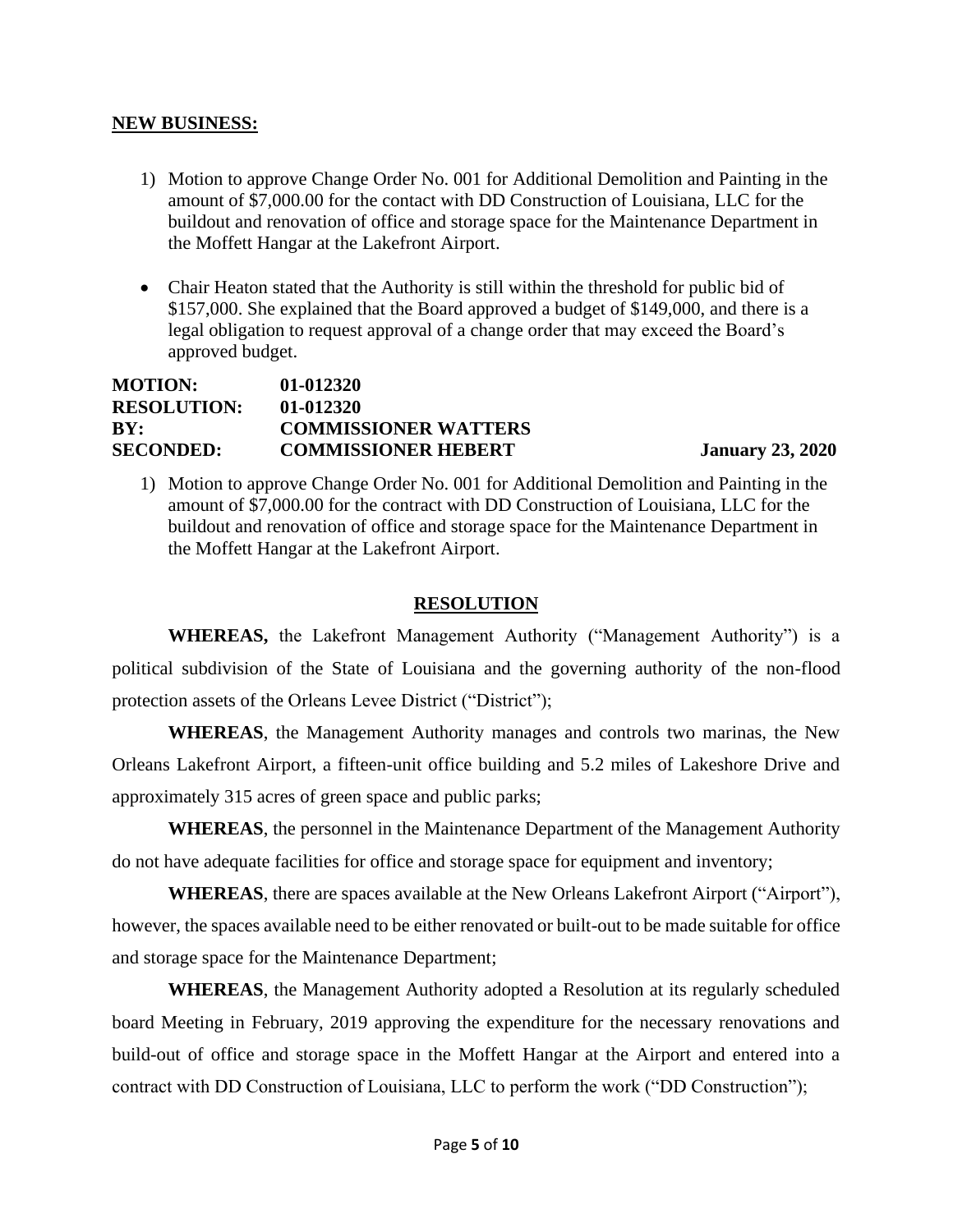**NEW BUSINESS:**

1) Motion to approve Change Order No. 001 for Additional Demolition and Painting in the amount of $7,000.00 for the contact with DD Construction of Louisiana, LLC for the buildout and renovation of office and storage space for the Maintenance Department in the Moffett Hangar at the Lakefront Airport.

- Chair Heaton stated that the Authority is still within the threshold for public bid of $157,000. She explained that the Board approved a budget of $149,000, and there is a legal obligation to request approval of a change order that may exceed the Board's approved budget.

**MOTION:** 01-012320
**RESOLUTION:** 01-012320
**BY:** COMMISSIONER WATTERS
**SECONDED:** COMMISSIONER HEBERT **January 23, 2020**

1) Motion to approve Change Order No. 001 for Additional Demolition and Painting in the amount of $7,000.00 for the contract with DD Construction of Louisiana, LLC for the buildout and renovation of office and storage space for the Maintenance Department in the Moffett Hangar at the Lakefront Airport.

**RESOLUTION**

**WHEREAS,** the Lakefront Management Authority ("Management Authority") is a political subdivision of the State of Louisiana and the governing authority of the non-flood protection assets of the Orleans Levee District ("District");

**WHEREAS**, the Management Authority manages and controls two marinas, the New Orleans Lakefront Airport, a fifteen-unit office building and 5.2 miles of Lakeshore Drive and approximately 315 acres of green space and public parks;

**WHEREAS**, the personnel in the Maintenance Department of the Management Authority do not have adequate facilities for office and storage space for equipment and inventory;

**WHEREAS**, there are spaces available at the New Orleans Lakefront Airport ("Airport"), however, the spaces available need to be either renovated or built-out to be made suitable for office and storage space for the Maintenance Department;

**WHEREAS**, the Management Authority adopted a Resolution at its regularly scheduled board Meeting in February, 2019 approving the expenditure for the necessary renovations and build-out of office and storage space in the Moffett Hangar at the Airport and entered into a contract with DD Construction of Louisiana, LLC to perform the work ("DD Construction");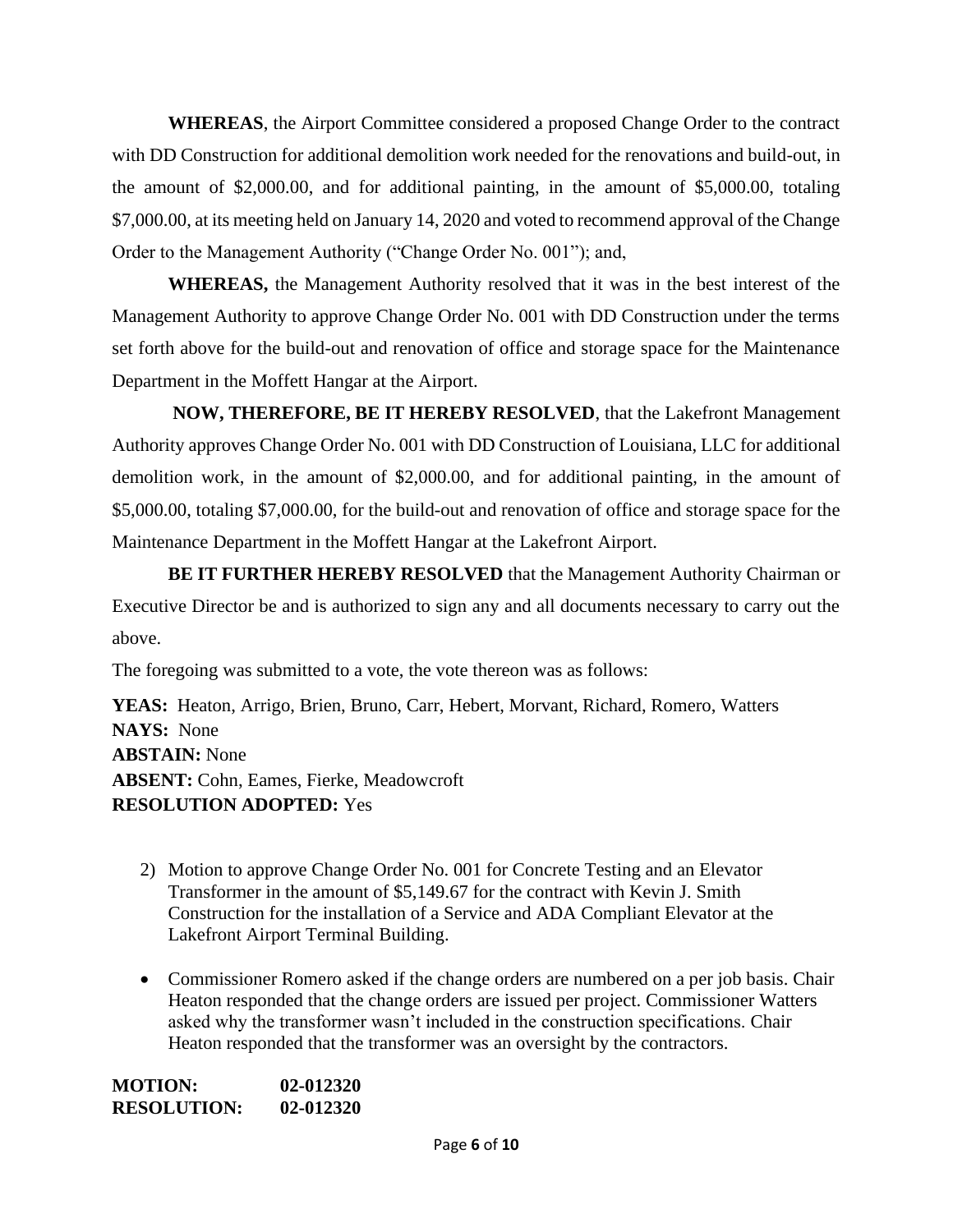**WHEREAS**, the Airport Committee considered a proposed Change Order to the contract with DD Construction for additional demolition work needed for the renovations and build-out, in the amount of $2,000.00, and for additional painting, in the amount of $5,000.00, totaling $7,000.00, at its meeting held on January 14, 2020 and voted to recommend approval of the Change Order to the Management Authority ("Change Order No. 001"); and,

**WHEREAS,** the Management Authority resolved that it was in the best interest of the Management Authority to approve Change Order No. 001 with DD Construction under the terms set forth above for the build-out and renovation of office and storage space for the Maintenance Department in the Moffett Hangar at the Airport.

**NOW, THEREFORE, BE IT HEREBY RESOLVED**, that the Lakefront Management Authority approves Change Order No. 001 with DD Construction of Louisiana, LLC for additional demolition work, in the amount of $2,000.00, and for additional painting, in the amount of $5,000.00, totaling $7,000.00, for the build-out and renovation of office and storage space for the Maintenance Department in the Moffett Hangar at the Lakefront Airport.

**BE IT FURTHER HEREBY RESOLVED** that the Management Authority Chairman or Executive Director be and is authorized to sign any and all documents necessary to carry out the above.

The foregoing was submitted to a vote, the vote thereon was as follows:

**YEAS:** Heaton, Arrigo, Brien, Bruno, Carr, Hebert, Morvant, Richard, Romero, Watters
**NAYS:** None
**ABSTAIN:** None
**ABSENT:** Cohn, Eames, Fierke, Meadowcroft
**RESOLUTION ADOPTED:** Yes

2) Motion to approve Change Order No. 001 for Concrete Testing and an Elevator Transformer in the amount of $5,149.67 for the contract with Kevin J. Smith Construction for the installation of a Service and ADA Compliant Elevator at the Lakefront Airport Terminal Building.

- Commissioner Romero asked if the change orders are numbered on a per job basis. Chair Heaton responded that the change orders are issued per project. Commissioner Watters asked why the transformer wasn't included in the construction specifications. Chair Heaton responded that the transformer was an oversight by the contractors.

**MOTION:** 02-012320
**RESOLUTION:** 02-012320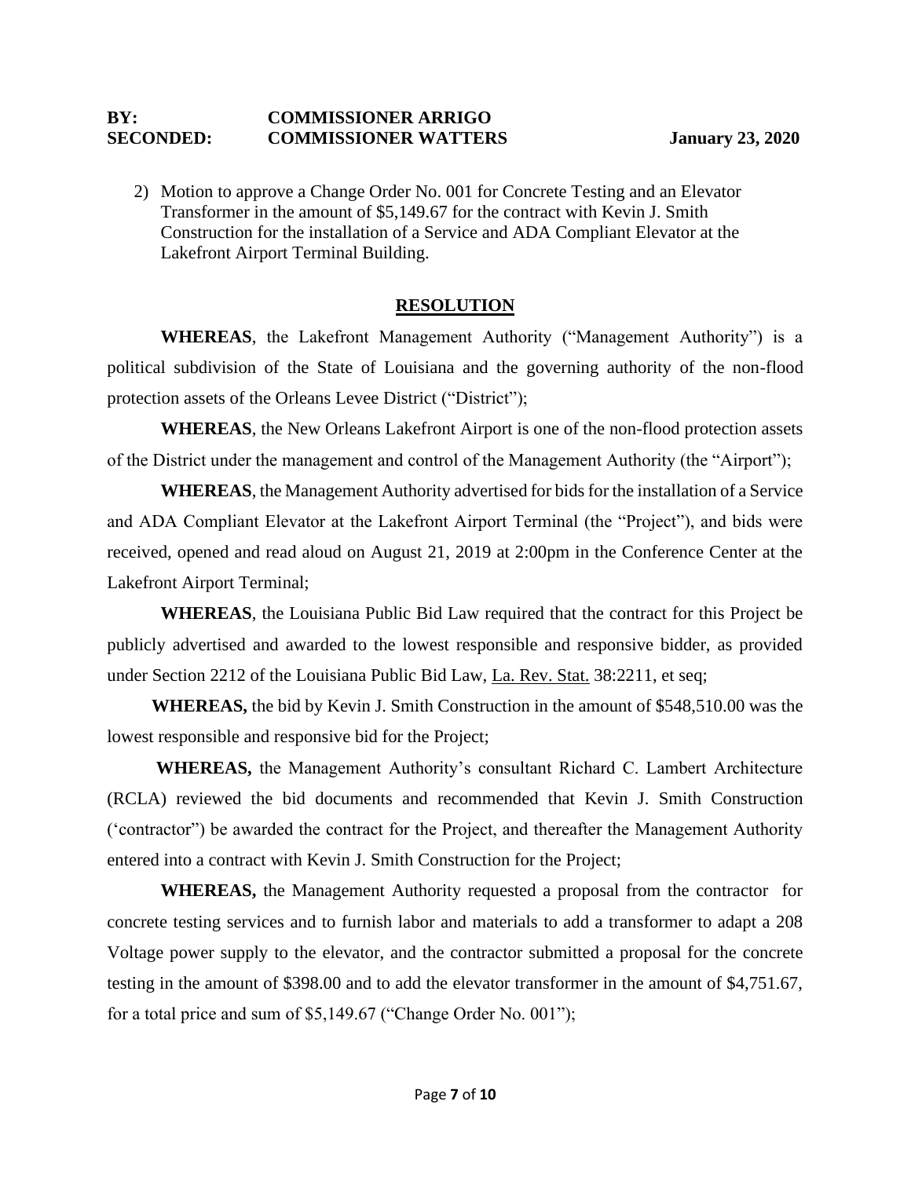**BY:** **COMMISSIONER ARRIGO**
**SECONDED:** **COMMISSIONER WATTERS** **January 23, 2020**

2) Motion to approve a Change Order No. 001 for Concrete Testing and an Elevator Transformer in the amount of $5,149.67 for the contract with Kevin J. Smith Construction for the installation of a Service and ADA Compliant Elevator at the Lakefront Airport Terminal Building.

## RESOLUTION

**WHEREAS**, the Lakefront Management Authority ("Management Authority") is a political subdivision of the State of Louisiana and the governing authority of the non-flood protection assets of the Orleans Levee District ("District");

**WHEREAS**, the New Orleans Lakefront Airport is one of the non-flood protection assets of the District under the management and control of the Management Authority (the "Airport");

**WHEREAS**, the Management Authority advertised for bids for the installation of a Service and ADA Compliant Elevator at the Lakefront Airport Terminal (the "Project"), and bids were received, opened and read aloud on August 21, 2019 at 2:00pm in the Conference Center at the Lakefront Airport Terminal;

**WHEREAS**, the Louisiana Public Bid Law required that the contract for this Project be publicly advertised and awarded to the lowest responsible and responsive bidder, as provided under Section 2212 of the Louisiana Public Bid Law, La. Rev. Stat. 38:2211, et seq;

**WHEREAS,** the bid by Kevin J. Smith Construction in the amount of $548,510.00 was the lowest responsible and responsive bid for the Project;

**WHEREAS,** the Management Authority's consultant Richard C. Lambert Architecture (RCLA) reviewed the bid documents and recommended that Kevin J. Smith Construction ('contractor") be awarded the contract for the Project, and thereafter the Management Authority entered into a contract with Kevin J. Smith Construction for the Project;

**WHEREAS,** the Management Authority requested a proposal from the contractor for concrete testing services and to furnish labor and materials to add a transformer to adapt a 208 Voltage power supply to the elevator, and the contractor submitted a proposal for the concrete testing in the amount of $398.00 and to add the elevator transformer in the amount of $4,751.67, for a total price and sum of $5,149.67 ("Change Order No. 001");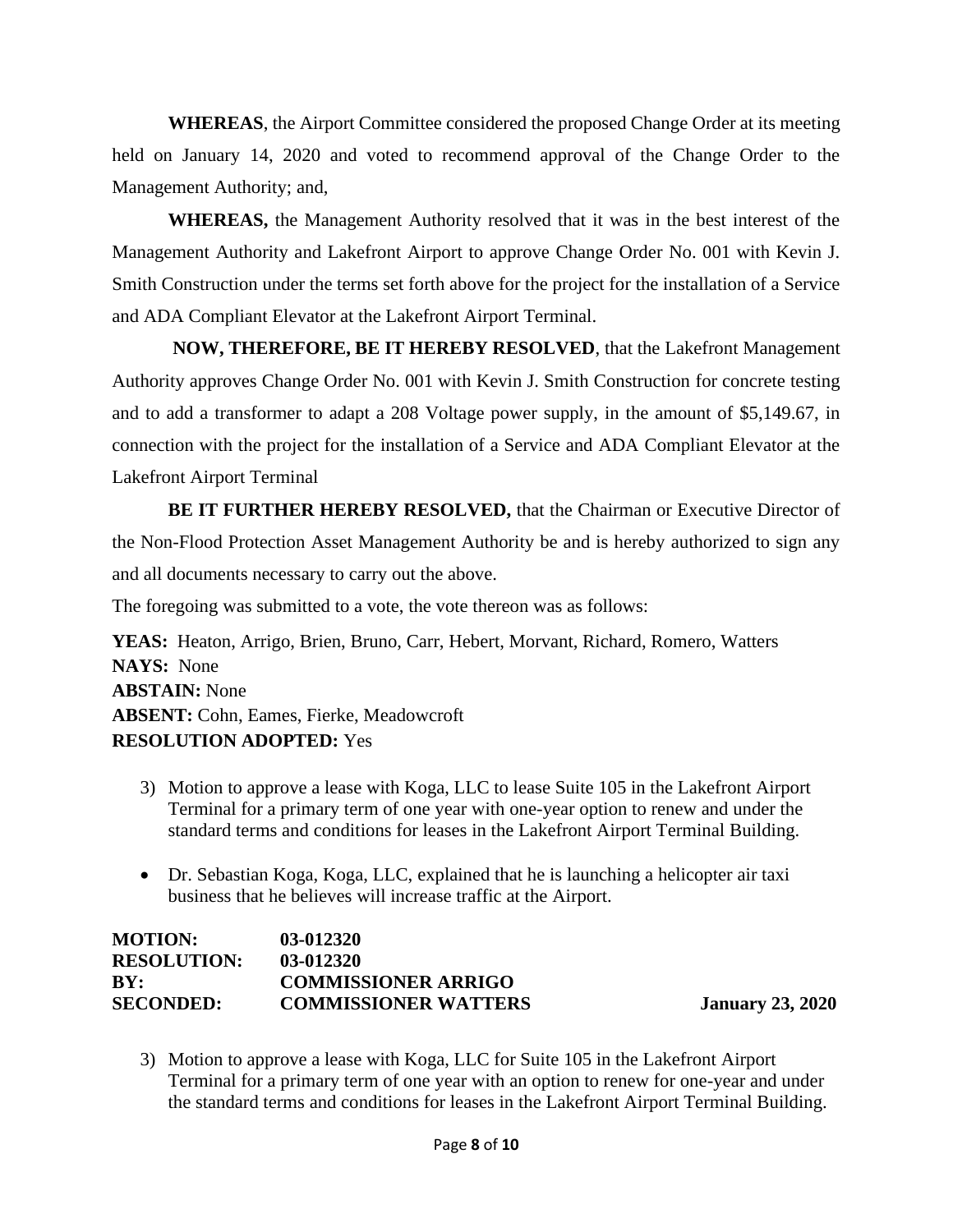**WHEREAS**, the Airport Committee considered the proposed Change Order at its meeting held on January 14, 2020 and voted to recommend approval of the Change Order to the Management Authority; and,

**WHEREAS,** the Management Authority resolved that it was in the best interest of the Management Authority and Lakefront Airport to approve Change Order No. 001 with Kevin J. Smith Construction under the terms set forth above for the project for the installation of a Service and ADA Compliant Elevator at the Lakefront Airport Terminal.

**NOW, THEREFORE, BE IT HEREBY RESOLVED**, that the Lakefront Management Authority approves Change Order No. 001 with Kevin J. Smith Construction for concrete testing and to add a transformer to adapt a 208 Voltage power supply, in the amount of $5,149.67, in connection with the project for the installation of a Service and ADA Compliant Elevator at the Lakefront Airport Terminal

**BE IT FURTHER HEREBY RESOLVED,** that the Chairman or Executive Director of the Non-Flood Protection Asset Management Authority be and is hereby authorized to sign any and all documents necessary to carry out the above.

The foregoing was submitted to a vote, the vote thereon was as follows:

**YEAS:** Heaton, Arrigo, Brien, Bruno, Carr, Hebert, Morvant, Richard, Romero, Watters
**NAYS:** None
**ABSTAIN:** None
**ABSENT:** Cohn, Eames, Fierke, Meadowcroft
**RESOLUTION ADOPTED:** Yes

3) Motion to approve a lease with Koga, LLC to lease Suite 105 in the Lakefront Airport Terminal for a primary term of one year with one-year option to renew and under the standard terms and conditions for leases in the Lakefront Airport Terminal Building.

- Dr. Sebastian Koga, Koga, LLC, explained that he is launching a helicopter air taxi business that he believes will increase traffic at the Airport.

**MOTION:** 03-012320
**RESOLUTION:** 03-012320
**BY:** COMMISSIONER ARRIGO
**SECONDED:** COMMISSIONER WATTERS **January 23, 2020**

3) Motion to approve a lease with Koga, LLC for Suite 105 in the Lakefront Airport Terminal for a primary term of one year with an option to renew for one-year and under the standard terms and conditions for leases in the Lakefront Airport Terminal Building.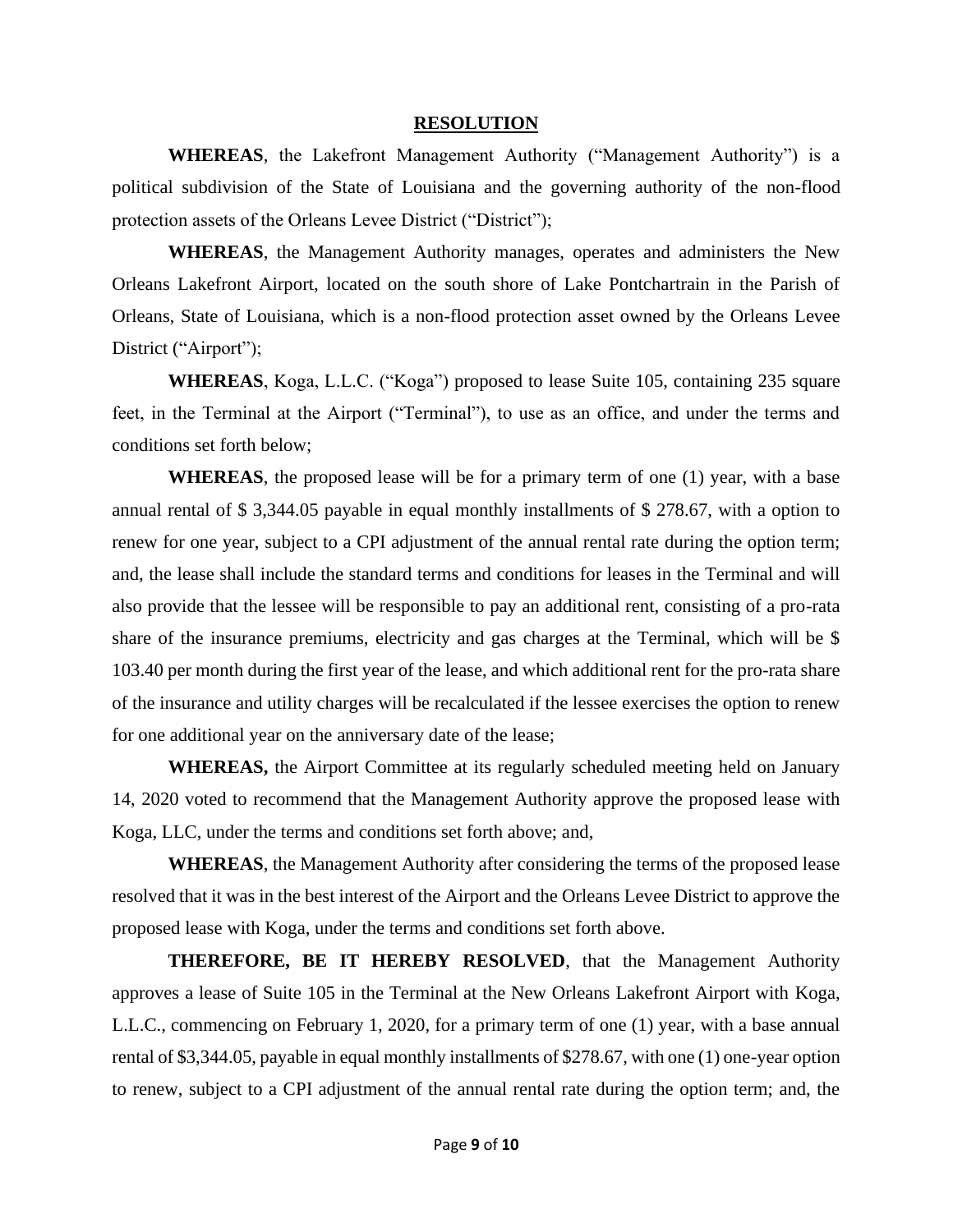# RESOLUTION

**WHEREAS**, the Lakefront Management Authority ("Management Authority") is a political subdivision of the State of Louisiana and the governing authority of the non-flood protection assets of the Orleans Levee District ("District");

**WHEREAS**, the Management Authority manages, operates and administers the New Orleans Lakefront Airport, located on the south shore of Lake Pontchartrain in the Parish of Orleans, State of Louisiana, which is a non-flood protection asset owned by the Orleans Levee District ("Airport");

**WHEREAS**, Koga, L.L.C. ("Koga") proposed to lease Suite 105, containing 235 square feet, in the Terminal at the Airport ("Terminal"), to use as an office, and under the terms and conditions set forth below;

**WHEREAS**, the proposed lease will be for a primary term of one (1) year, with a base annual rental of $ 3,344.05 payable in equal monthly installments of $ 278.67, with a option to renew for one year, subject to a CPI adjustment of the annual rental rate during the option term; and, the lease shall include the standard terms and conditions for leases in the Terminal and will also provide that the lessee will be responsible to pay an additional rent, consisting of a pro-rata share of the insurance premiums, electricity and gas charges at the Terminal, which will be $ 103.40 per month during the first year of the lease, and which additional rent for the pro-rata share of the insurance and utility charges will be recalculated if the lessee exercises the option to renew for one additional year on the anniversary date of the lease;

**WHEREAS,** the Airport Committee at its regularly scheduled meeting held on January 14, 2020 voted to recommend that the Management Authority approve the proposed lease with Koga, LLC, under the terms and conditions set forth above; and,

**WHEREAS**, the Management Authority after considering the terms of the proposed lease resolved that it was in the best interest of the Airport and the Orleans Levee District to approve the proposed lease with Koga, under the terms and conditions set forth above.

**THEREFORE, BE IT HEREBY RESOLVED**, that the Management Authority approves a lease of Suite 105 in the Terminal at the New Orleans Lakefront Airport with Koga, L.L.C., commencing on February 1, 2020, for a primary term of one (1) year, with a base annual rental of $3,344.05, payable in equal monthly installments of $278.67, with one (1) one-year option to renew, subject to a CPI adjustment of the annual rental rate during the option term; and, the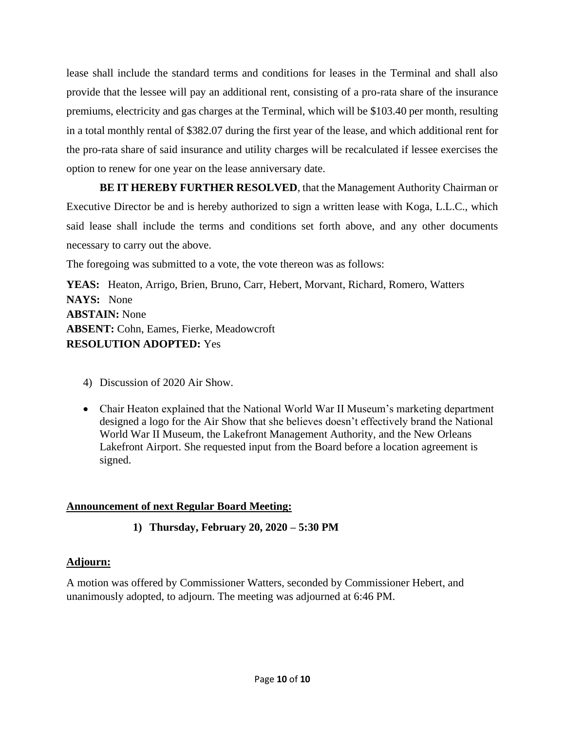lease shall include the standard terms and conditions for leases in the Terminal and shall also provide that the lessee will pay an additional rent, consisting of a pro-rata share of the insurance premiums, electricity and gas charges at the Terminal, which will be $103.40 per month, resulting in a total monthly rental of $382.07 during the first year of the lease, and which additional rent for the pro-rata share of said insurance and utility charges will be recalculated if lessee exercises the option to renew for one year on the lease anniversary date.

**BE IT HEREBY FURTHER RESOLVED**, that the Management Authority Chairman or Executive Director be and is hereby authorized to sign a written lease with Koga, L.L.C., which said lease shall include the terms and conditions set forth above, and any other documents necessary to carry out the above.

The foregoing was submitted to a vote, the vote thereon was as follows:

**YEAS:** Heaton, Arrigo, Brien, Bruno, Carr, Hebert, Morvant, Richard, Romero, Watters
**NAYS:** None
**ABSTAIN:** None
**ABSENT:** Cohn, Eames, Fierke, Meadowcroft
**RESOLUTION ADOPTED:** Yes

4) Discussion of 2020 Air Show.

- Chair Heaton explained that the National World War II Museum's marketing department designed a logo for the Air Show that she believes doesn't effectively brand the National World War II Museum, the Lakefront Management Authority, and the New Orleans Lakefront Airport. She requested input from the Board before a location agreement is signed.

**Announcement of next Regular Board Meeting:**

**1) Thursday, February 20, 2020 – 5:30 PM**

**Adjourn:**

A motion was offered by Commissioner Watters, seconded by Commissioner Hebert, and unanimously adopted, to adjourn. The meeting was adjourned at 6:46 PM.